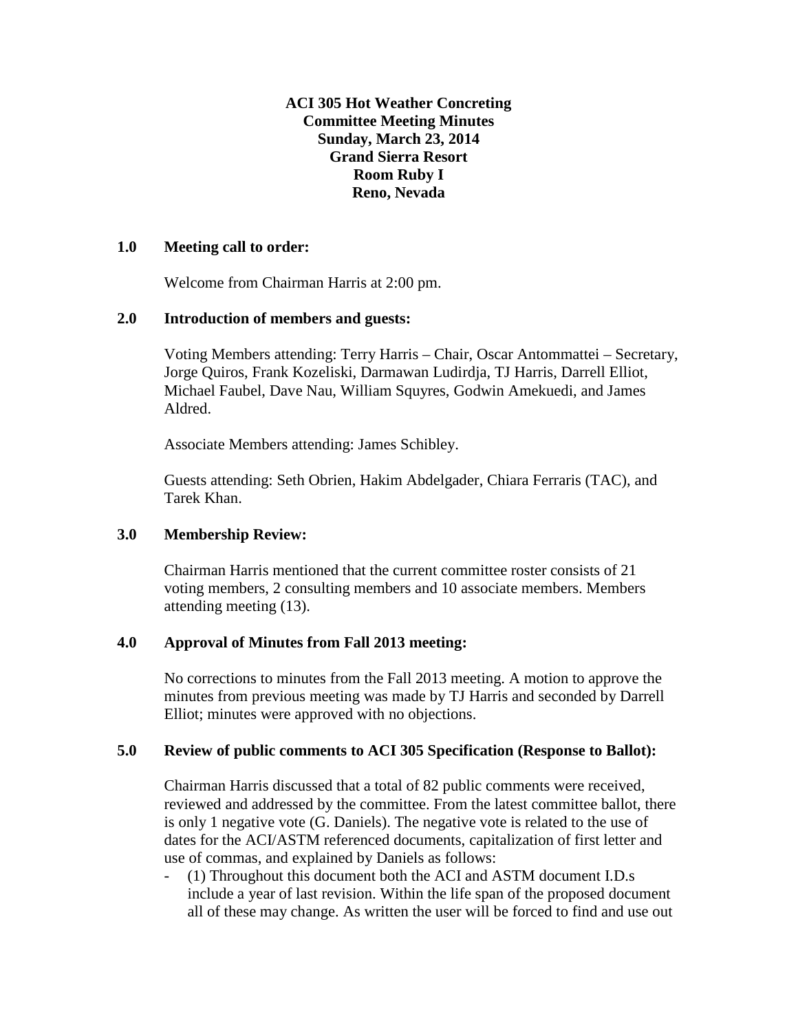**ACI 305 Hot Weather Concreting**
**Committee Meeting Minutes**
**Sunday, March 23, 2014**
**Grand Sierra Resort**
**Room Ruby I**
**Reno, Nevada**

## 1.0 Meeting call to order:

Welcome from Chairman Harris at 2:00 pm.

## 2.0 Introduction of members and guests:

Voting Members attending: Terry Harris – Chair, Oscar Antommattei – Secretary, Jorge Quiros, Frank Kozeliski, Darmawan Ludirdja, TJ Harris, Darrell Elliot, Michael Faubel, Dave Nau, William Squyres, Godwin Amekuedi, and James Aldred.

Associate Members attending: James Schibley.

Guests attending: Seth Obrien, Hakim Abdelgader, Chiara Ferraris (TAC), and Tarek Khan.

## 3.0 Membership Review:

Chairman Harris mentioned that the current committee roster consists of 21 voting members, 2 consulting members and 10 associate members. Members attending meeting (13).

## 4.0 Approval of Minutes from Fall 2013 meeting:

No corrections to minutes from the Fall 2013 meeting. A motion to approve the minutes from previous meeting was made by TJ Harris and seconded by Darrell Elliot; minutes were approved with no objections.

## 5.0 Review of public comments to ACI 305 Specification (Response to Ballot):

Chairman Harris discussed that a total of 82 public comments were received, reviewed and addressed by the committee. From the latest committee ballot, there is only 1 negative vote (G. Daniels). The negative vote is related to the use of dates for the ACI/ASTM referenced documents, capitalization of first letter and use of commas, and explained by Daniels as follows:

- (1) Throughout this document both the ACI and ASTM document I.D.s include a year of last revision. Within the life span of the proposed document all of these may change. As written the user will be forced to find and use out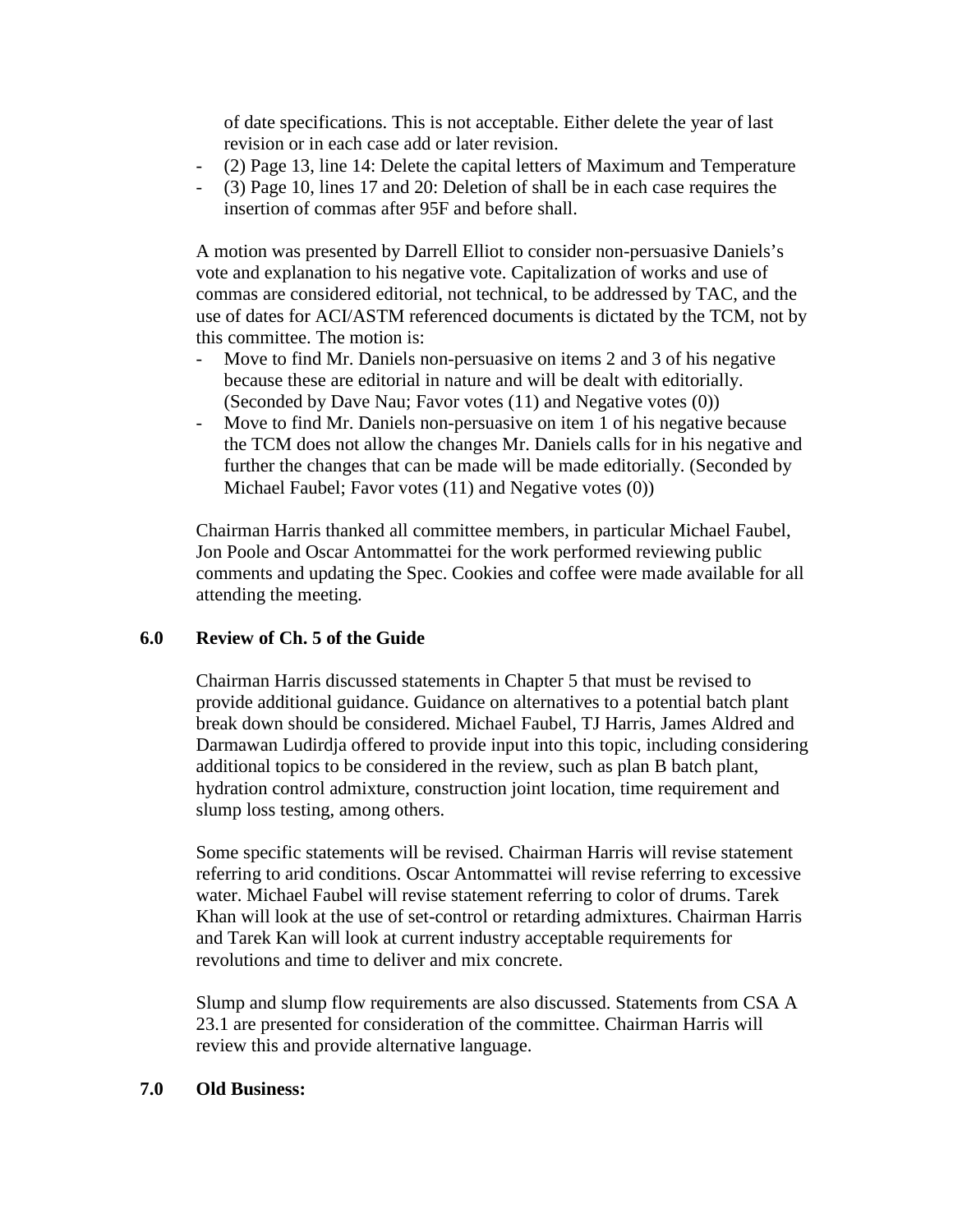of date specifications. This is not acceptable. Either delete the year of last revision or in each case add or later revision.

- (2) Page 13, line 14: Delete the capital letters of Maximum and Temperature
- (3) Page 10, lines 17 and 20: Deletion of shall be in each case requires the insertion of commas after 95F and before shall.

A motion was presented by Darrell Elliot to consider non-persuasive Daniels's vote and explanation to his negative vote. Capitalization of works and use of commas are considered editorial, not technical, to be addressed by TAC, and the use of dates for ACI/ASTM referenced documents is dictated by the TCM, not by this committee. The motion is:

- Move to find Mr. Daniels non-persuasive on items 2 and 3 of his negative because these are editorial in nature and will be dealt with editorially. (Seconded by Dave Nau; Favor votes (11) and Negative votes (0))
- Move to find Mr. Daniels non-persuasive on item 1 of his negative because the TCM does not allow the changes Mr. Daniels calls for in his negative and further the changes that can be made will be made editorially. (Seconded by Michael Faubel; Favor votes (11) and Negative votes (0))

Chairman Harris thanked all committee members, in particular Michael Faubel, Jon Poole and Oscar Antommattei for the work performed reviewing public comments and updating the Spec. Cookies and coffee were made available for all attending the meeting.

## 6.0 Review of Ch. 5 of the Guide

Chairman Harris discussed statements in Chapter 5 that must be revised to provide additional guidance. Guidance on alternatives to a potential batch plant break down should be considered. Michael Faubel, TJ Harris, James Aldred and Darmawan Ludirdja offered to provide input into this topic, including considering additional topics to be considered in the review, such as plan B batch plant, hydration control admixture, construction joint location, time requirement and slump loss testing, among others.

Some specific statements will be revised. Chairman Harris will revise statement referring to arid conditions. Oscar Antommattei will revise referring to excessive water. Michael Faubel will revise statement referring to color of drums. Tarek Khan will look at the use of set-control or retarding admixtures. Chairman Harris and Tarek Kan will look at current industry acceptable requirements for revolutions and time to deliver and mix concrete.

Slump and slump flow requirements are also discussed. Statements from CSA A 23.1 are presented for consideration of the committee. Chairman Harris will review this and provide alternative language.

## 7.0 Old Business: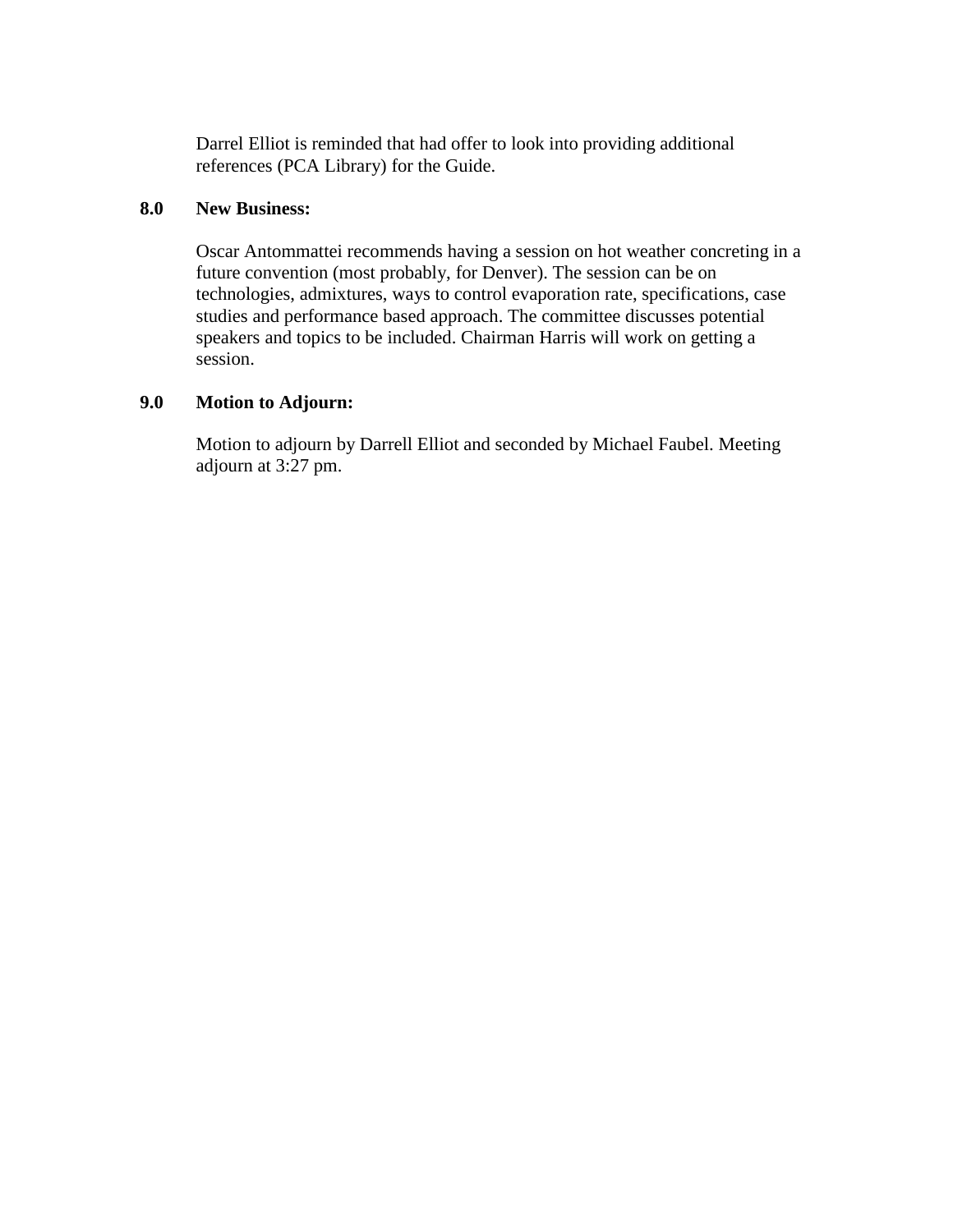Darrel Elliot is reminded that had offer to look into providing additional references (PCA Library) for the Guide.

## 8.0 New Business:

Oscar Antommattei recommends having a session on hot weather concreting in a future convention (most probably, for Denver). The session can be on technologies, admixtures, ways to control evaporation rate, specifications, case studies and performance based approach. The committee discusses potential speakers and topics to be included. Chairman Harris will work on getting a session.

## 9.0 Motion to Adjourn:

Motion to adjourn by Darrell Elliot and seconded by Michael Faubel. Meeting adjourn at 3:27 pm.